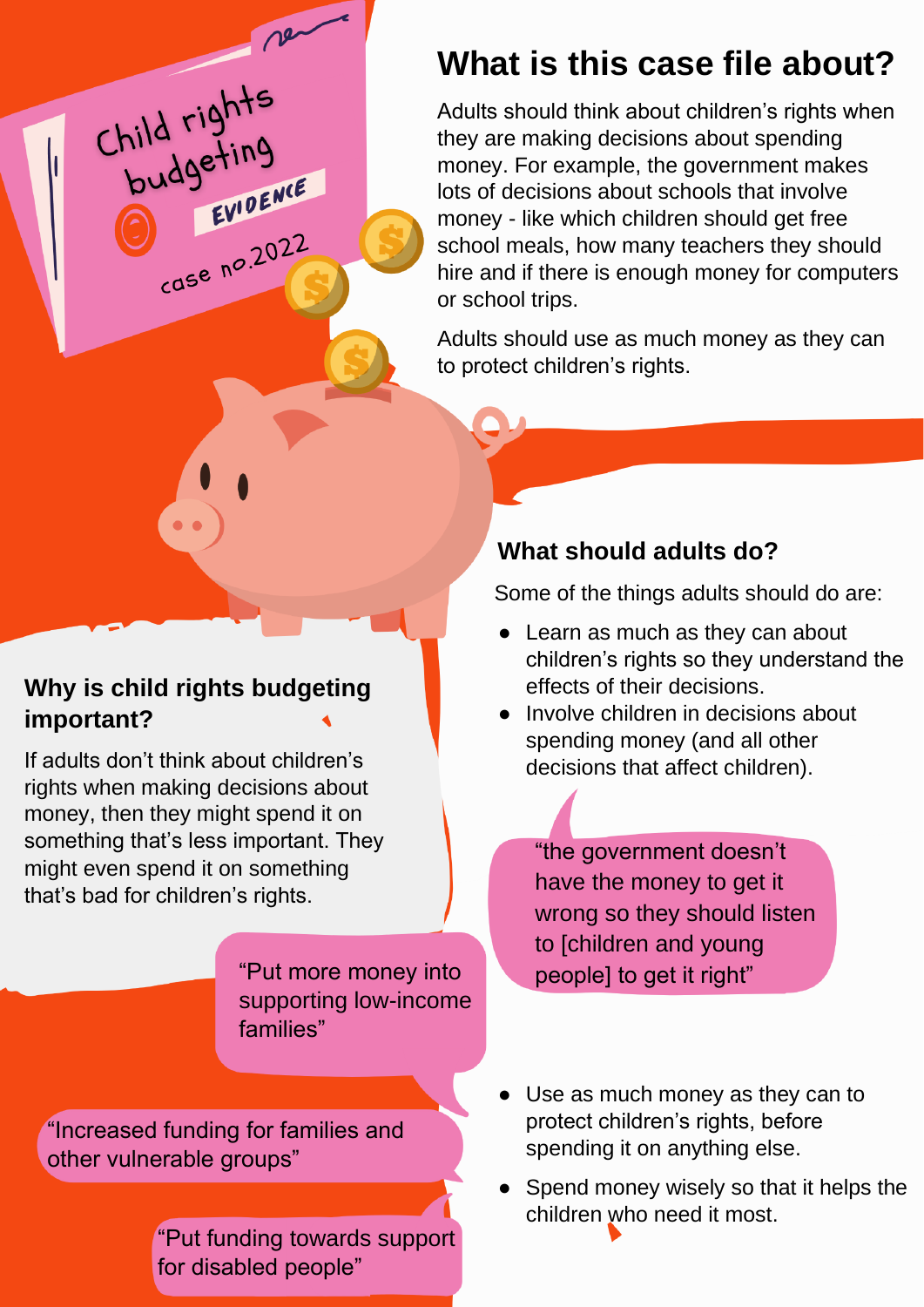Child rights budgeting

EVIDENCE

case no.2022

## What is this case file about?

Adults should think about children's rights when they are making decisions about spending money. For example, the government makes lots of decisions about schools that involve money - like which children should get free school meals, how many teachers they should hire and if there is enough money for computers or school trips.

Adults should use as much money as they can to protect children's rights.

### Why is child rights budgeting important?

If adults don't think about children's rights when making decisions about money, then they might spend it on something that's less important. They might even spend it on something that's bad for children's rights.

"Put more money into supporting low-income families"

"Increased funding for families and other vulnerable groups"

"Put funding towards support for disabled people"

### What should adults do?

Some of the things adults should do are:

- Learn as much as they can about children's rights so they understand the effects of their decisions.
- Involve children in decisions about spending money (and all other decisions that affect children).

"the government doesn't have the money to get it wrong so they should listen to [children and young people] to get it right"

- Use as much money as they can to protect children's rights, before spending it on anything else.
- Spend money wisely so that it helps the children who need it most.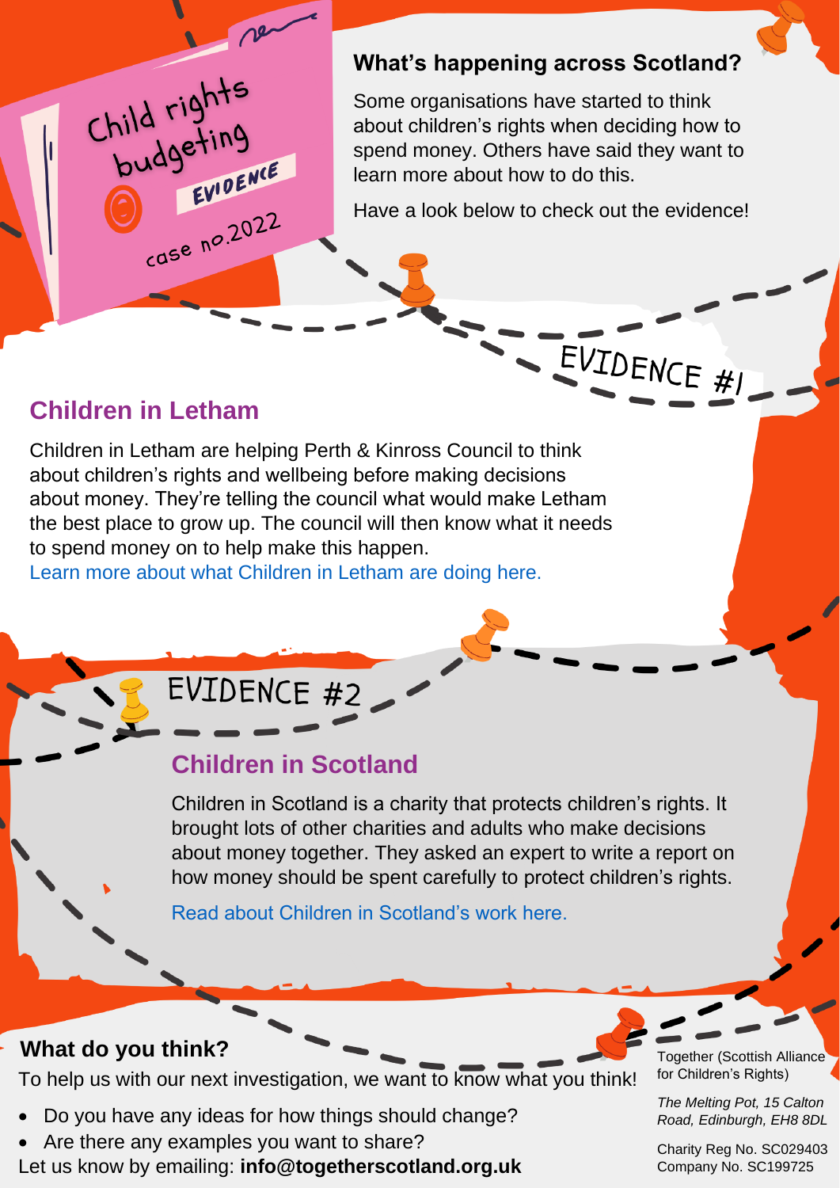Child rights budgeting

EVIDENCE

case no.2022

## What's happening across Scotland?

Some organisations have started to think about children's rights when deciding how to spend money. Others have said they want to learn more about how to do this.

Have a look below to check out the evidence!

EVIDENCE #1

## Children in Letham

Children in Letham are helping Perth & Kinross Council to think about children's rights and wellbeing before making decisions about money. They're telling the council what would make Letham the best place to grow up. The council will then know what it needs to spend money on to help make this happen.

Learn more about what Children in Letham are doing here.

EVIDENCE #2

## Children in Scotland

Children in Scotland is a charity that protects children's rights. It brought lots of other charities and adults who make decisions about money together. They asked an expert to write a report on how money should be spent carefully to protect children's rights.

Read about Children in Scotland's work here.

## What do you think?

To help us with our next investigation, we want to know what you think!

- Do you have any ideas for how things should change?
- Are there any examples you want to share?

Let us know by emailing: **info@togetherscotland.org.uk**

Together (Scottish Alliance for Children's Rights)

*The Melting Pot, 15 Calton Road, Edinburgh, EH8 8DL*

Charity Reg No. SC029403
Company No. SC199725